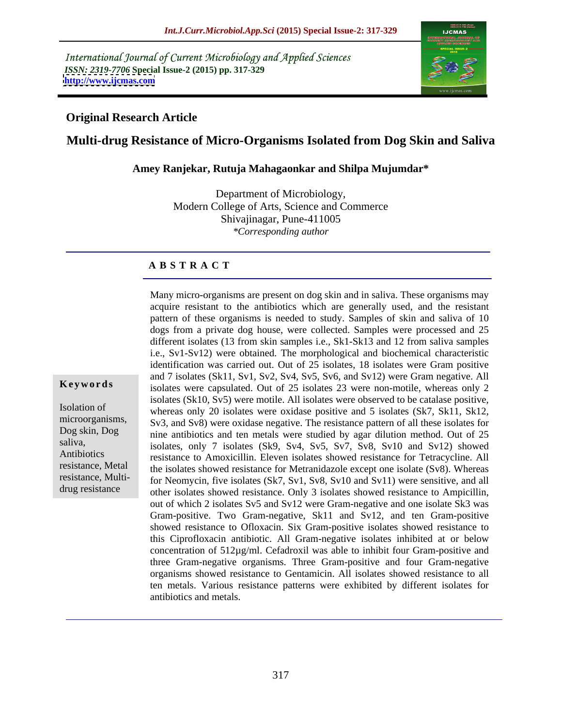*International Journal of Current Microbiology and Applied Sciences*
*ISSN: 2319-7706* **Special Issue-2 (2015) pp. 317-329**
**http://www.ijcmas.com**

## Original Research Article

# Multi-drug Resistance of Micro-Organisms Isolated from Dog Skin and Saliva

**Amey Ranjekar, Rutuja Mahagaonkar and Shilpa Mujumdar***

Department of Microbiology,
Modern College of Arts, Science and Commerce
Shivajinagar, Pune-411005
*\*Corresponding author*

## A B S T R A C T

**Keywords**

Isolation of microorganisms, Dog skin, Dog saliva, Antibiotics resistance, Metal resistance, Multi-drug resistance

Many micro-organisms are present on dog skin and in saliva. These organisms may acquire resistant to the antibiotics which are generally used, and the resistant pattern of these organisms is needed to study. Samples of skin and saliva of 10 dogs from a private dog house, were collected. Samples were processed and 25 different isolates (13 from skin samples i.e., Sk1-Sk13 and 12 from saliva samples i.e., Sv1-Sv12) were obtained. The morphological and biochemical characteristic identification was carried out. Out of 25 isolates, 18 isolates were Gram positive and 7 isolates (Sk11, Sv1, Sv2, Sv4, Sv5, Sv6, and Sv12) were Gram negative. All isolates were capsulated. Out of 25 isolates 23 were non-motile, whereas only 2 isolates (Sk10, Sv5) were motile. All isolates were observed to be catalase positive, whereas only 20 isolates were oxidase positive and 5 isolates (Sk7, Sk11, Sk12, Sv3, and Sv8) were oxidase negative. The resistance pattern of all these isolates for nine antibiotics and ten metals were studied by agar dilution method. Out of 25 isolates, only 7 isolates (Sk9, Sv4, Sv5, Sv7, Sv8, Sv10 and Sv12) showed resistance to Amoxicillin. Eleven isolates showed resistance for Tetracycline. All the isolates showed resistance for Metranidazole except one isolate (Sv8). Whereas for Neomycin, five isolates (Sk7, Sv1, Sv8, Sv10 and Sv11) were sensitive, and all other isolates showed resistance. Only 3 isolates showed resistance to Ampicillin, out of which 2 isolates Sv5 and Sv12 were Gram-negative and one isolate Sk3 was Gram-positive. Two Gram-negative, Sk11 and Sv12, and ten Gram-positive showed resistance to Ofloxacin. Six Gram-positive isolates showed resistance to this Ciprofloxacin antibiotic. All Gram-negative isolates inhibited at or below concentration of 512µg/ml. Cefadroxil was able to inhibit four Gram-positive and three Gram-negative organisms. Three Gram-positive and four Gram-negative organisms showed resistance to Gentamicin. All isolates showed resistance to all ten metals. Various resistance patterns were exhibited by different isolates for antibiotics and metals.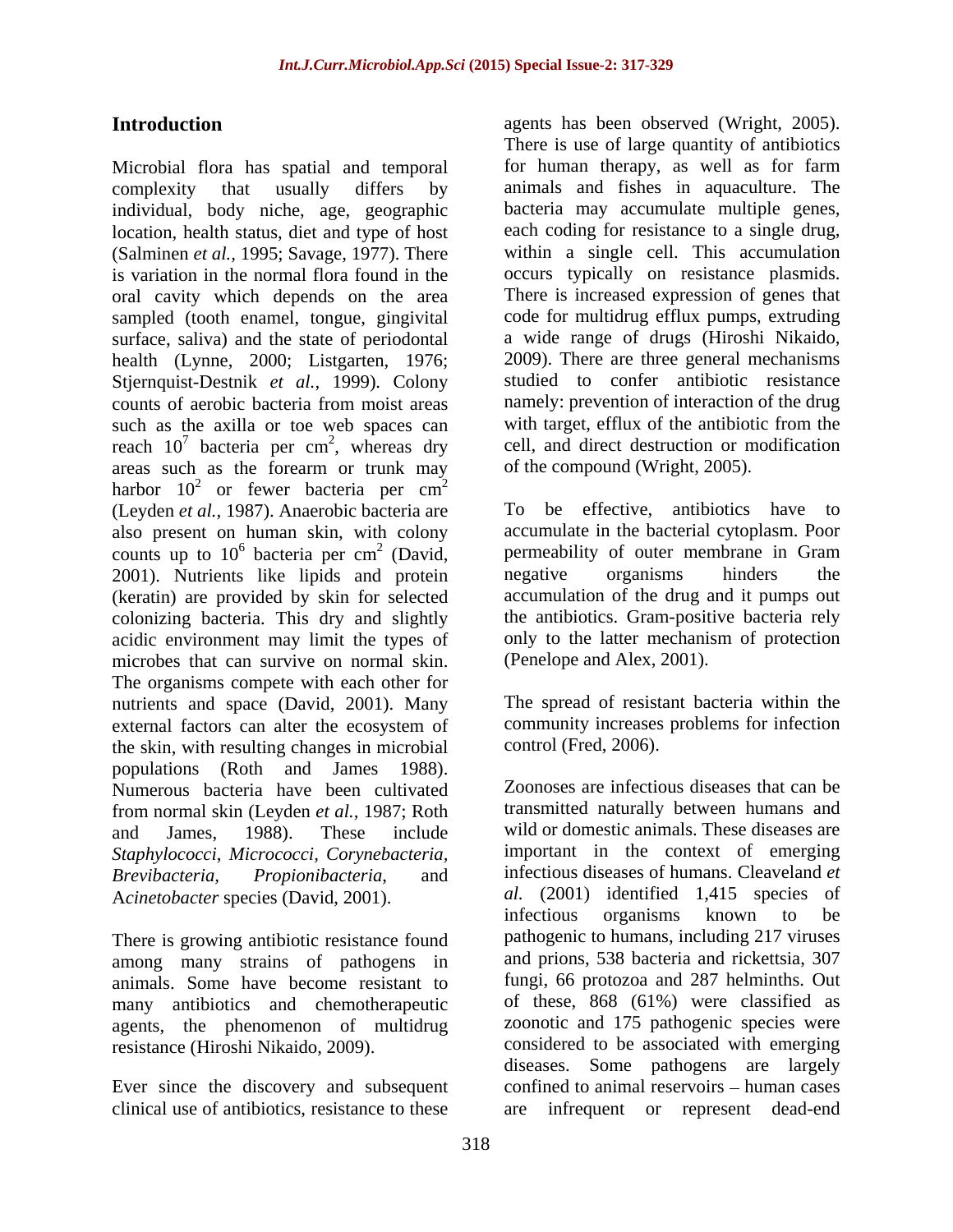## Introduction

Microbial flora has spatial and temporal complexity that usually differs by individual, body niche, age, geographic location, health status, diet and type of host (Salminen *et al.,* 1995; Savage, 1977). There is variation in the normal flora found in the oral cavity which depends on the area sampled (tooth enamel, tongue, gingivital surface, saliva) and the state of periodontal health (Lynne, 2000; Listgarten, 1976; Stjernquist-Destnik *et al.,* 1999). Colony counts of aerobic bacteria from moist areas such as the axilla or toe web spaces can reach $10^7$ bacteria per $cm^2$, whereas dry areas such as the forearm or trunk may harbor $10^2$ or fewer bacteria per $cm^2$ (Leyden *et al.,* 1987). Anaerobic bacteria are also present on human skin, with colony counts up to $10^6$ bacteria per $cm^2$ (David, 2001). Nutrients like lipids and protein (keratin) are provided by skin for selected colonizing bacteria. This dry and slightly acidic environment may limit the types of microbes that can survive on normal skin. The organisms compete with each other for nutrients and space (David, 2001). Many external factors can alter the ecosystem of the skin, with resulting changes in microbial populations (Roth and James 1988). Numerous bacteria have been cultivated from normal skin (Leyden *et al.,* 1987; Roth and James, 1988). These include *Staphylococci, Micrococci, Corynebacteria, Brevibacteria, Propionibacteria*, and A*cinetobacter* species (David, 2001).

There is growing antibiotic resistance found among many strains of pathogens in animals. Some have become resistant to many antibiotics and chemotherapeutic agents, the phenomenon of multidrug resistance (Hiroshi Nikaido, 2009).

Ever since the discovery and subsequent clinical use of antibiotics, resistance to these agents has been observed (Wright, 2005). There is use of large quantity of antibiotics for human therapy, as well as for farm animals and fishes in aquaculture. The bacteria may accumulate multiple genes, each coding for resistance to a single drug, within a single cell. This accumulation occurs typically on resistance plasmids. There is increased expression of genes that code for multidrug efflux pumps, extruding a wide range of drugs (Hiroshi Nikaido, 2009). There are three general mechanisms studied to confer antibiotic resistance namely: prevention of interaction of the drug with target, efflux of the antibiotic from the cell, and direct destruction or modification of the compound (Wright, 2005).

To be effective, antibiotics have to accumulate in the bacterial cytoplasm. Poor permeability of outer membrane in Gram negative organisms hinders the accumulation of the drug and it pumps out the antibiotics. Gram-positive bacteria rely only to the latter mechanism of protection (Penelope and Alex, 2001).

The spread of resistant bacteria within the community increases problems for infection control (Fred, 2006).

Zoonoses are infectious diseases that can be transmitted naturally between humans and wild or domestic animals. These diseases are important in the context of emerging infectious diseases of humans. Cleaveland *et al.* (2001) identified 1,415 species of infectious organisms known to be pathogenic to humans, including 217 viruses and prions, 538 bacteria and rickettsia, 307 fungi, 66 protozoa and 287 helminths. Out of these, 868 (61%) were classified as zoonotic and 175 pathogenic species were considered to be associated with emerging diseases. Some pathogens are largely confined to animal reservoirs – human cases are infrequent or represent dead-end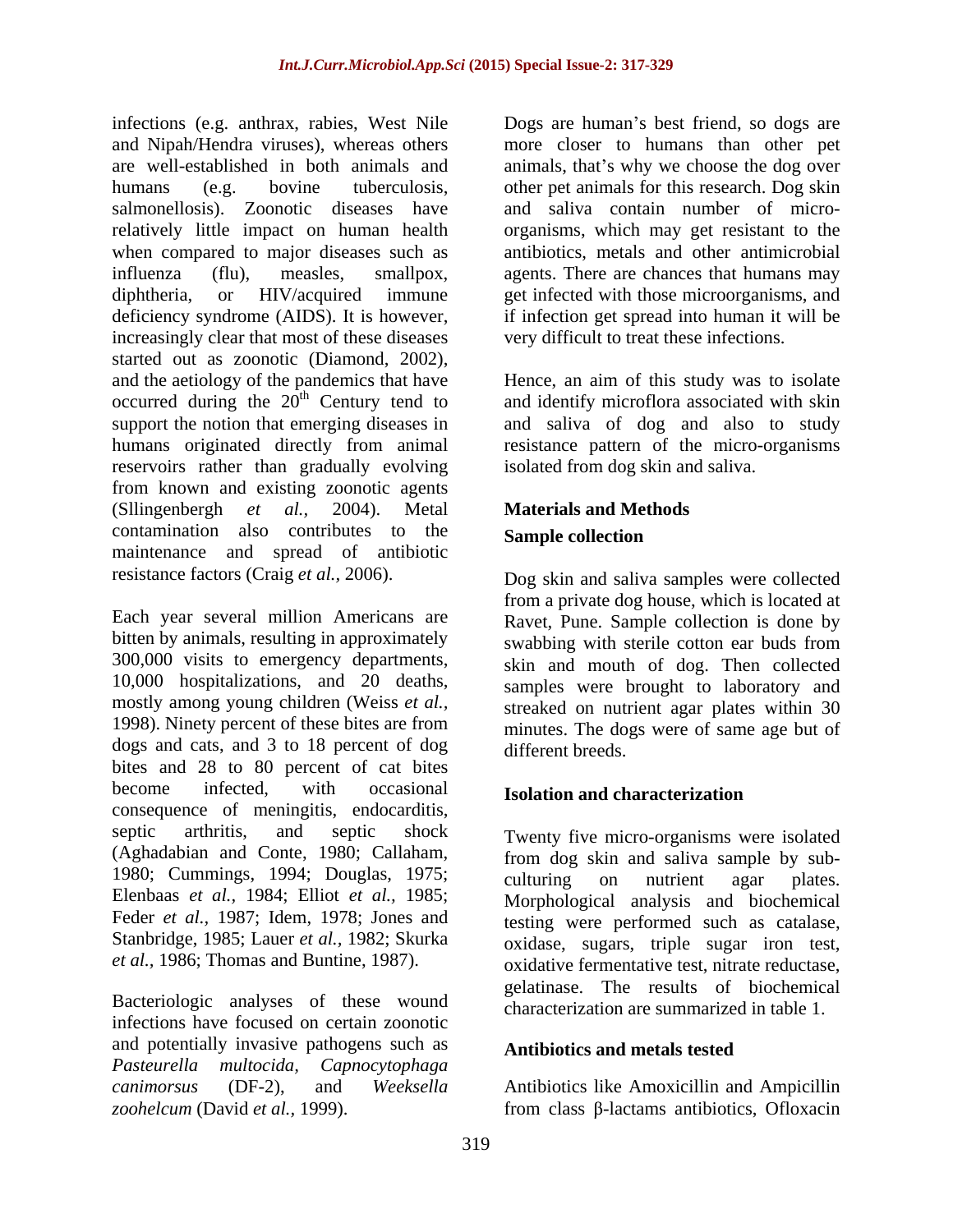infections (e.g. anthrax, rabies, West Nile and Nipah/Hendra viruses), whereas others are well-established in both animals and humans (e.g. bovine tuberculosis, salmonellosis). Zoonotic diseases have relatively little impact on human health when compared to major diseases such as influenza (flu), measles, smallpox, diphtheria, or HIV/acquired immune deficiency syndrome (AIDS). It is however, increasingly clear that most of these diseases started out as zoonotic (Diamond, 2002), and the aetiology of the pandemics that have occurred during the 20[th] Century tend to support the notion that emerging diseases in humans originated directly from animal reservoirs rather than gradually evolving from known and existing zoonotic agents (Sllingenbergh *et al.,* 2004). Metal contamination also contributes to the maintenance and spread of antibiotic resistance factors (Craig *et al.,* 2006).

Each year several million Americans are bitten by animals, resulting in approximately 300,000 visits to emergency departments, 10,000 hospitalizations, and 20 deaths, mostly among young children (Weiss *et al.,* 1998). Ninety percent of these bites are from dogs and cats, and 3 to 18 percent of dog bites and 28 to 80 percent of cat bites become infected, with occasional consequence of meningitis, endocarditis, septic arthritis, and septic shock (Aghadabian and Conte, 1980; Callaham, 1980; Cummings, 1994; Douglas, 1975; Elenbaas *et al.,* 1984; Elliot *et al.,* 1985; Feder *et al.,* 1987; Idem, 1978; Jones and Stanbridge, 1985; Lauer *et al.,* 1982; Skurka *et al.,* 1986; Thomas and Buntine, 1987).

Bacteriologic analyses of these wound infections have focused on certain zoonotic and potentially invasive pathogens such as *Pasteurella multocida*, *Capnocytophaga canimorsus* (DF-2), and *Weeksella zoohelcum* (David *et al.,* 1999).

Dogs are human's best friend, so dogs are more closer to humans than other pet animals, that's why we choose the dog over other pet animals for this research. Dog skin and saliva contain number of micro-organisms, which may get resistant to the antibiotics, metals and other antimicrobial agents. There are chances that humans may get infected with those microorganisms, and if infection get spread into human it will be very difficult to treat these infections.

Hence, an aim of this study was to isolate and identify microflora associated with skin and saliva of dog and also to study resistance pattern of the micro-organisms isolated from dog skin and saliva.

## Materials and Methods

### Sample collection

Dog skin and saliva samples were collected from a private dog house, which is located at Ravet, Pune. Sample collection is done by swabbing with sterile cotton ear buds from skin and mouth of dog. Then collected samples were brought to laboratory and streaked on nutrient agar plates within 30 minutes. The dogs were of same age but of different breeds.

### Isolation and characterization

Twenty five micro-organisms were isolated from dog skin and saliva sample by sub-culturing on nutrient agar plates. Morphological analysis and biochemical testing were performed such as catalase, oxidase, sugars, triple sugar iron test, oxidative fermentative test, nitrate reductase, gelatinase. The results of biochemical characterization are summarized in table 1.

### Antibiotics and metals tested

Antibiotics like Amoxicillin and Ampicillin from class β-lactams antibiotics, Ofloxacin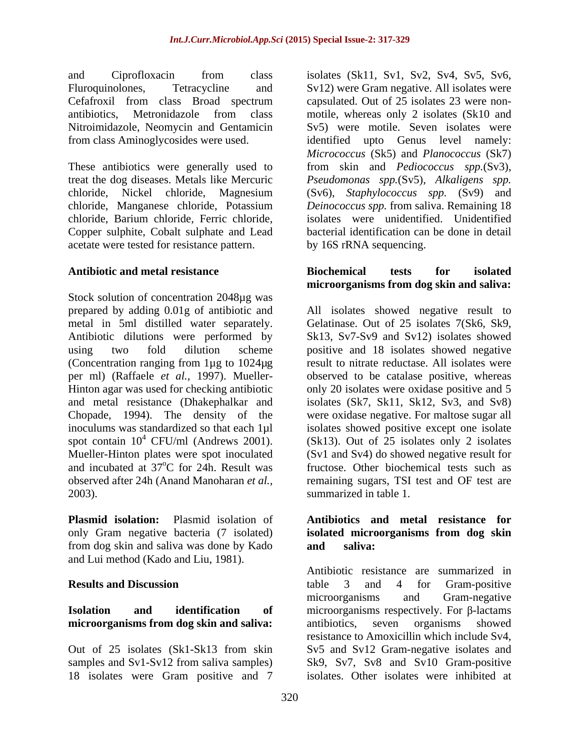and Ciprofloxacin from class Fluroquinolones, Tetracycline and Cefafroxil from class Broad spectrum antibiotics, Metronidazole from class Nitroimidazole, Neomycin and Gentamicin from class Aminoglycosides were used.

These antibiotics were generally used to treat the dog diseases. Metals like Mercuric chloride, Nickel chloride, Magnesium chloride, Manganese chloride, Potassium chloride, Barium chloride, Ferric chloride, Copper sulphite, Cobalt sulphate and Lead acetate were tested for resistance pattern.

**Antibiotic and metal resistance**

Stock solution of concentration 2048µg was prepared by adding 0.01g of antibiotic and metal in 5ml distilled water separately. Antibiotic dilutions were performed by using two fold dilution scheme (Concentration ranging from 1µg to 1024µg per ml) (Raffaele *et al.,* 1997). Mueller-Hinton agar was used for checking antibiotic and metal resistance (Dhakephalkar and Chopade, 1994). The density of the inoculums was standardized so that each 1µl spot contain $10^4$ CFU/ml (Andrews 2001). Mueller-Hinton plates were spot inoculated and incubated at $37^oC$ for 24h. Result was observed after 24h (Anand Manoharan *et al.,* 2003).

**Plasmid isolation:** Plasmid isolation of only Gram negative bacteria (7 isolated) from dog skin and saliva was done by Kado and Lui method (Kado and Liu, 1981).

**Results and Discussion**

**Isolation and identification of microorganisms from dog skin and saliva:**

Out of 25 isolates (Sk1-Sk13 from skin samples and Sv1-Sv12 from saliva samples) 18 isolates were Gram positive and 7 isolates (Sk11, Sv1, Sv2, Sv4, Sv5, Sv6, Sv12) were Gram negative. All isolates were capsulated. Out of 25 isolates 23 were non-motile, whereas only 2 isolates (Sk10 and Sv5) were motile. Seven isolates were identified upto Genus level namely: *Micrococcus* (Sk5) and *Planococcus* (Sk7) from skin and *Pediococcus spp.*(Sv3), *Pseudomonas spp.*(Sv5), *Alkaligens spp.* (Sv6), *Staphylococcus spp.* (Sv9) and *Deinococcus spp.* from saliva. Remaining 18 isolates were unidentified. Unidentified bacterial identification can be done in detail by 16S rRNA sequencing.

**Biochemical tests for isolated microorganisms from dog skin and saliva:**

All isolates showed negative result to Gelatinase. Out of 25 isolates 7(Sk6, Sk9, Sk13, Sv7-Sv9 and Sv12) isolates showed positive and 18 isolates showed negative result to nitrate reductase. All isolates were observed to be catalase positive, whereas only 20 isolates were oxidase positive and 5 isolates (Sk7, Sk11, Sk12, Sv3, and Sv8) were oxidase negative. For maltose sugar all isolates showed positive except one isolate (Sk13). Out of 25 isolates only 2 isolates (Sv1 and Sv4) do showed negative result for fructose. Other biochemical tests such as remaining sugars, TSI test and OF test are summarized in table 1.

**Antibiotics and metal resistance for isolated microorganisms from dog skin and saliva:**

Antibiotic resistance are summarized in table 3 and 4 for Gram-positive microorganisms and Gram-negative microorganisms respectively. For β-lactams antibiotics, seven organisms showed resistance to Amoxicillin which include Sv4, Sv5 and Sv12 Gram-negative isolates and Sk9, Sv7, Sv8 and Sv10 Gram-positive isolates. Other isolates were inhibited at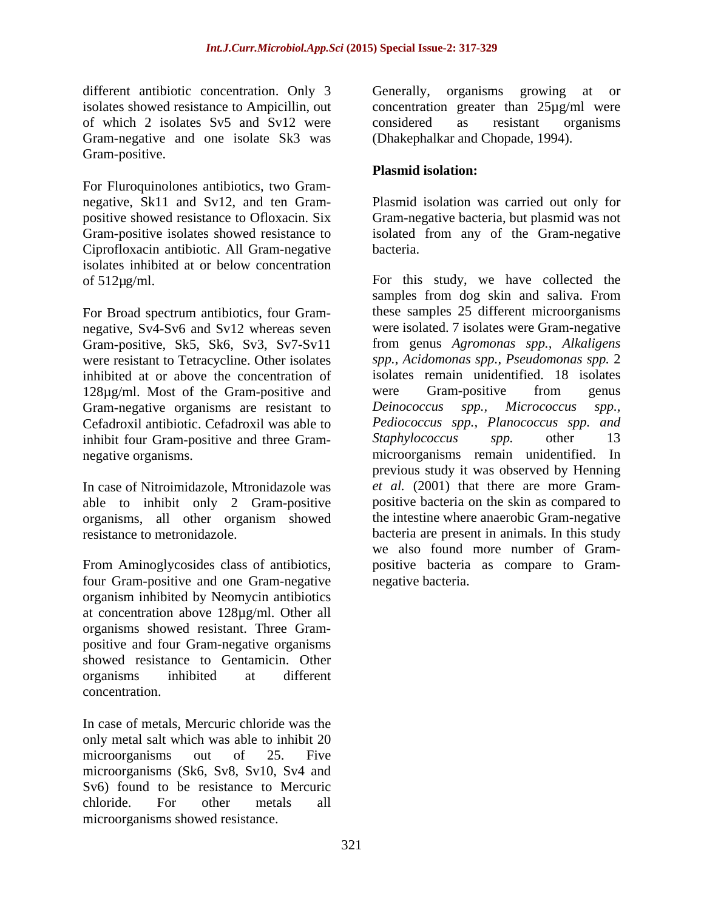different antibiotic concentration. Only 3 isolates showed resistance to Ampicillin, out of which 2 isolates Sv5 and Sv12 were Gram-negative and one isolate Sk3 was Gram-positive.

For Fluroquinolones antibiotics, two Gram-negative, Sk11 and Sv12, and ten Gram-positive showed resistance to Ofloxacin. Six Gram-positive isolates showed resistance to Ciprofloxacin antibiotic. All Gram-negative isolates inhibited at or below concentration of 512µg/ml.

For Broad spectrum antibiotics, four Gram-negative, Sv4-Sv6 and Sv12 whereas seven Gram-positive, Sk5, Sk6, Sv3, Sv7-Sv11 were resistant to Tetracycline. Other isolates inhibited at or above the concentration of 128µg/ml. Most of the Gram-positive and Gram-negative organisms are resistant to Cefadroxil antibiotic. Cefadroxil was able to inhibit four Gram-positive and three Gram-negative organisms.

In case of Nitroimidazole, Mtronidazole was able to inhibit only 2 Gram-positive organisms, all other organism showed resistance to metronidazole.

From Aminoglycosides class of antibiotics, four Gram-positive and one Gram-negative organism inhibited by Neomycin antibiotics at concentration above 128µg/ml. Other all organisms showed resistant. Three Gram-positive and four Gram-negative organisms showed resistance to Gentamicin. Other organisms inhibited at different concentration.

In case of metals, Mercuric chloride was the only metal salt which was able to inhibit 20 microorganisms out of 25. Five microorganisms (Sk6, Sv8, Sv10, Sv4 and Sv6) found to be resistance to Mercuric chloride. For other metals all microorganisms showed resistance.

Generally, organisms growing at or concentration greater than 25µg/ml were considered as resistant organisms (Dhakephalkar and Chopade, 1994).

**Plasmid isolation:**

Plasmid isolation was carried out only for Gram-negative bacteria, but plasmid was not isolated from any of the Gram-negative bacteria.

For this study, we have collected the samples from dog skin and saliva. From these samples 25 different microorganisms were isolated. 7 isolates were Gram-negative from genus *Agromonas spp., Alkaligens spp., Acidomonas spp., Pseudomonas spp.* 2 isolates remain unidentified. 18 isolates were Gram-positive from genus *Deinococcus spp., Micrococcus spp., Pediococcus spp., Planococcus spp. and Staphylococcus spp.* other 13 microorganisms remain unidentified. In previous study it was observed by Henning *et al.* (2001) that there are more Gram-positive bacteria on the skin as compared to the intestine where anaerobic Gram-negative bacteria are present in animals. In this study we also found more number of Gram-positive bacteria as compare to Gram-negative bacteria.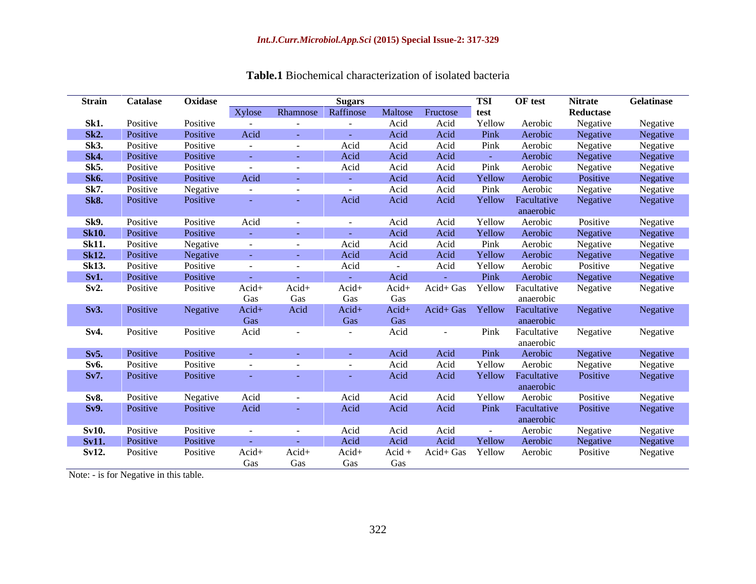**Table.1** Biochemical characterization of isolated bacteria

| Strain | Catalase | Oxidase | Sugars | | | | | TSI test | OF test | Nitrate Reductase | Gelatinase |
|---|---|---|---|---|---|---|---|---|---|---|---|
| | | | Xylose | Rhamnose | Raffinose | Maltose | Fructose | | | | |
| **Sk1.** | Positive | Positive | - | - | - | Acid | Acid | Yellow | Aerobic | Negative | Negative |
| **Sk2.** | Positive | Positive | Acid | - | - | Acid | Acid | Pink | Aerobic | Negative | Negative |
| **Sk3.** | Positive | Positive | - | - | Acid | Acid | Acid | Pink | Aerobic | Negative | Negative |
| **Sk4.** | Positive | Positive | - | - | Acid | Acid | Acid | - | Aerobic | Negative | Negative |
| **Sk5.** | Positive | Positive | - | - | Acid | Acid | Acid | Pink | Aerobic | Negative | Negative |
| **Sk6.** | Positive | Positive | Acid | - | - | Acid | Acid | Yellow | Aerobic | Positive | Negative |
| **Sk7.** | Positive | Negative | - | - | - | Acid | Acid | Pink | Aerobic | Negative | Negative |
| **Sk8.** | Positive | Positive | - | - | Acid | Acid | Acid | Yellow | Facultative anaerobic | Negative | Negative |
| **Sk9.** | Positive | Positive | Acid | - | - | Acid | Acid | Yellow | Aerobic | Positive | Negative |
| **Sk10.** | Positive | Positive | - | - | - | Acid | Acid | Yellow | Aerobic | Negative | Negative |
| **Sk11.** | Positive | Negative | - | - | Acid | Acid | Acid | Pink | Aerobic | Negative | Negative |
| **Sk12.** | Positive | Negative | - | - | Acid | Acid | Acid | Yellow | Aerobic | Negative | Negative |
| **Sk13.** | Positive | Positive | - | - | Acid | - | Acid | Yellow | Aerobic | Positive | Negative |
| **Sv1.** | Positive | Positive | - | - | - | Acid | - | Pink | Aerobic | Negative | Negative |
| **Sv2.** | Positive | Positive | Acid+ Gas | Acid+ Gas | Acid+ Gas | Acid+ Gas | Acid+ Gas | Yellow | Facultative anaerobic | Negative | Negative |
| **Sv3.** | Positive | Negative | Acid+ Gas | Acid | Acid+ Gas | Acid+ Gas | Acid+ Gas | Yellow | Facultative anaerobic | Negative | Negative |
| **Sv4.** | Positive | Positive | Acid | - | - | Acid | - | Pink | Facultative anaerobic | Negative | Negative |
| **Sv5.** | Positive | Positive | - | - | - | Acid | Acid | Pink | Aerobic | Negative | Negative |
| **Sv6.** | Positive | Positive | - | - | - | Acid | Acid | Yellow | Aerobic | Negative | Negative |
| **Sv7.** | Positive | Positive | - | - | - | Acid | Acid | Yellow | Facultative anaerobic | Positive | Negative |
| **Sv8.** | Positive | Negative | Acid | - | Acid | Acid | Acid | Yellow | Aerobic | Positive | Negative |
| **Sv9.** | Positive | Positive | Acid | - | Acid | Acid | Acid | Pink | Facultative anaerobic | Positive | Negative |
| **Sv10.** | Positive | Positive | - | - | Acid | Acid | Acid | - | Aerobic | Negative | Negative |
| **Sv11.** | Positive | Positive | - | - | Acid | Acid | Acid | Yellow | Aerobic | Negative | Negative |
| **Sv12.** | Positive | Positive | Acid+ Gas | Acid+ Gas | Acid+ Gas | Acid + Gas | Acid+ Gas | Yellow | Aerobic | Positive | Negative |

Note: - is for Negative in this table.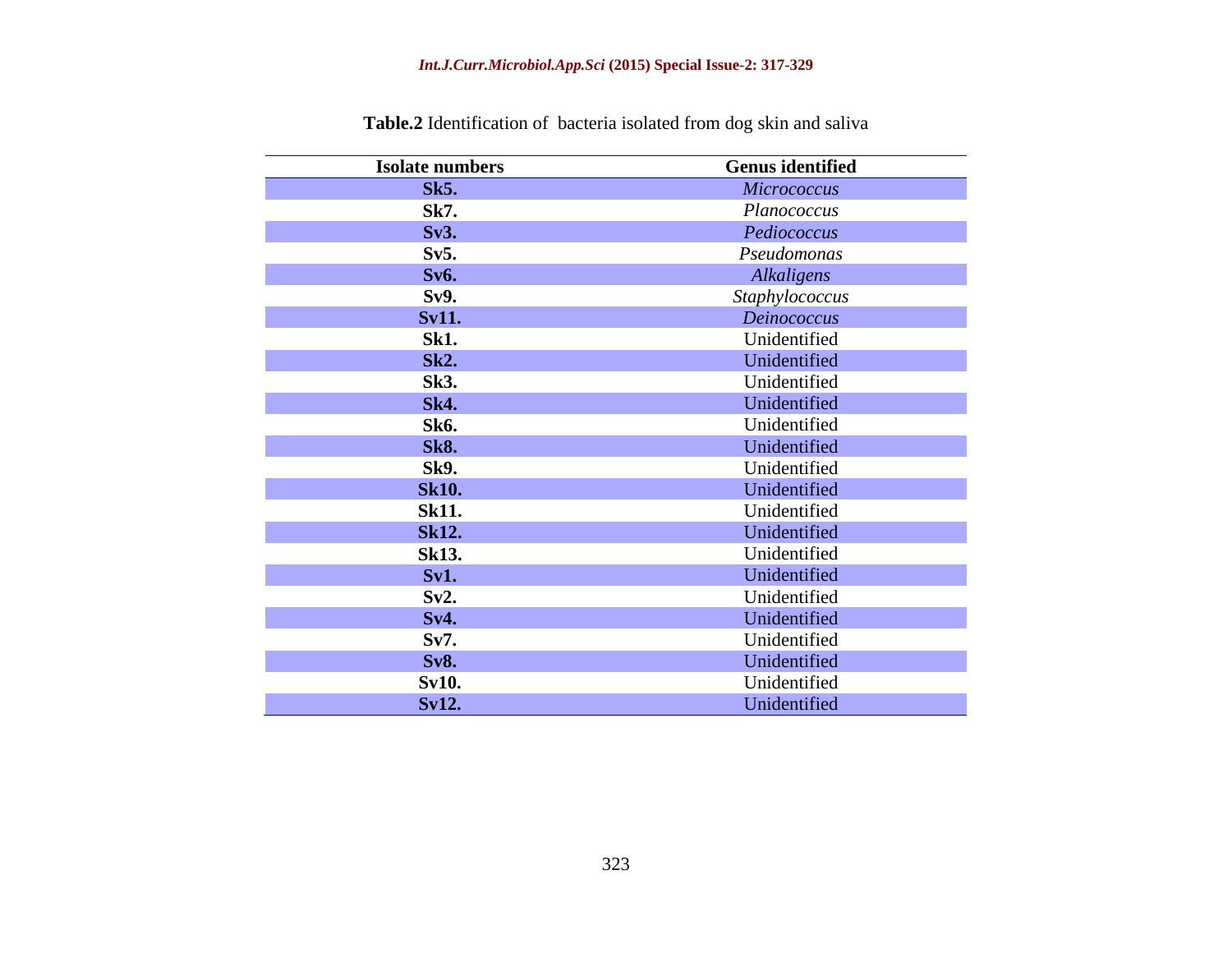**Table.2** Identification of bacteria isolated from dog skin and saliva

| Isolate numbers | Genus identified |
|---|---|
| **Sk5.** | *Micrococcus* |
| **Sk7.** | *Planococcus* |
| **Sv3.** | *Pediococcus* |
| **Sv5.** | *Pseudomonas* |
| **Sv6.** | *Alkaligens* |
| **Sv9.** | *Staphylococcus* |
| **Sv11.** | *Deinococcus* |
| **Sk1.** | Unidentified |
| **Sk2.** | Unidentified |
| **Sk3.** | Unidentified |
| **Sk4.** | Unidentified |
| **Sk6.** | Unidentified |
| **Sk8.** | Unidentified |
| **Sk9.** | Unidentified |
| **Sk10.** | Unidentified |
| **Sk11.** | Unidentified |
| **Sk12.** | Unidentified |
| **Sk13.** | Unidentified |
| **Sv1.** | Unidentified |
| **Sv2.** | Unidentified |
| **Sv4.** | Unidentified |
| **Sv7.** | Unidentified |
| **Sv8.** | Unidentified |
| **Sv10.** | Unidentified |
| **Sv12.** | Unidentified |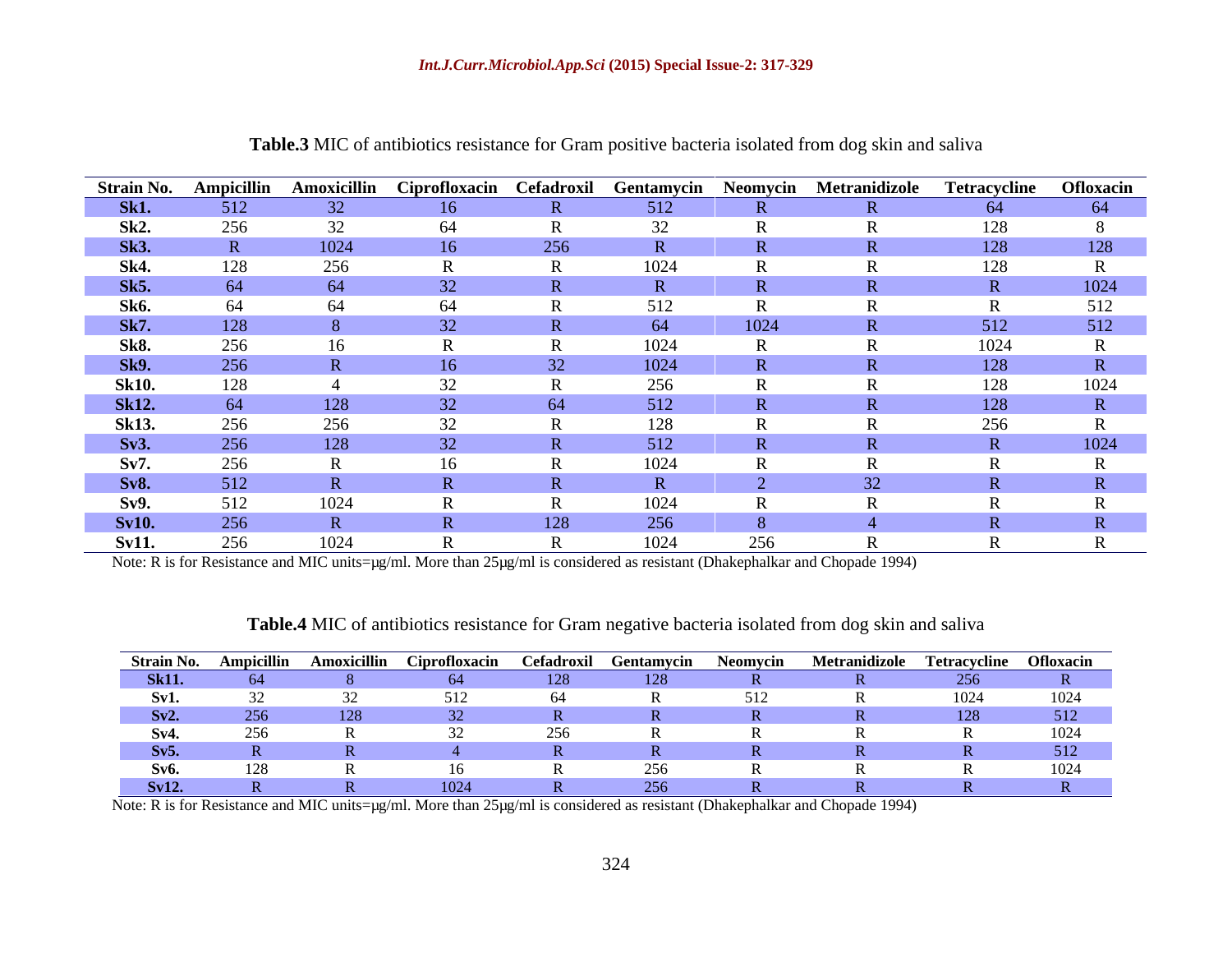**Table.3** MIC of antibiotics resistance for Gram positive bacteria isolated from dog skin and saliva

| Strain No. | Ampicillin | Amoxicillin | Ciprofloxacin | Cefadroxil | Gentamycin | Neomycin | Metranidizole | Tetracycline | Ofloxacin |
|---|---|---|---|---|---|---|---|---|---|
| **Sk1.** | 512 | 32 | 16 | R | 512 | R | R | 64 | 64 |
| **Sk2.** | 256 | 32 | 64 | R | 32 | R | R | 128 | 8 |
| **Sk3.** | R | 1024 | 16 | 256 | R | R | R | 128 | 128 |
| **Sk4.** | 128 | 256 | R | R | 1024 | R | R | 128 | R |
| **Sk5.** | 64 | 64 | 32 | R | R | R | R | R | 1024 |
| **Sk6.** | 64 | 64 | 64 | R | 512 | R | R | R | 512 |
| **Sk7.** | 128 | 8 | 32 | R | 64 | 1024 | R | 512 | 512 |
| **Sk8.** | 256 | 16 | R | R | 1024 | R | R | 1024 | R |
| **Sk9.** | 256 | R | 16 | 32 | 1024 | R | R | 128 | R |
| **Sk10.** | 128 | 4 | 32 | R | 256 | R | R | 128 | 1024 |
| **Sk12.** | 64 | 128 | 32 | 64 | 512 | R | R | 128 | R |
| **Sk13.** | 256 | 256 | 32 | R | 128 | R | R | 256 | R |
| **Sv3.** | 256 | 128 | 32 | R | 512 | R | R | R | 1024 |
| **Sv7.** | 256 | R | 16 | R | 1024 | R | R | R | R |
| **Sv8.** | 512 | R | R | R | R | 2 | 32 | R | R |
| **Sv9.** | 512 | 1024 | R | R | 1024 | R | R | R | R |
| **Sv10.** | 256 | R | R | 128 | 256 | 8 | 4 | R | R |
| **Sv11.** | 256 | 1024 | R | R | 1024 | 256 | R | R | R |

Note: R is for Resistance and MIC units=μg/ml. More than 25μg/ml is considered as resistant (Dhakephalkar and Chopade 1994)

**Table.4** MIC of antibiotics resistance for Gram negative bacteria isolated from dog skin and saliva

| Strain No. | Ampicillin | Amoxicillin | Ciprofloxacin | Cefadroxil | Gentamycin | Neomycin | Metranidizole | Tetracycline | Ofloxacin |
|---|---|---|---|---|---|---|---|---|---|
| **Sk11.** | 64 | 8 | 64 | 128 | 128 | R | R | 256 | R |
| **Sv1.** | 32 | 32 | 512 | 64 | R | 512 | R | 1024 | 1024 |
| **Sv2.** | 256 | 128 | 32 | R | R | R | R | 128 | 512 |
| **Sv4.** | 256 | R | 32 | 256 | R | R | R | R | 1024 |
| **Sv5.** | R | R | 4 | R | R | R | R | R | 512 |
| **Sv6.** | 128 | R | 16 | R | 256 | R | R | R | 1024 |
| **Sv12.** | R | R | 1024 | R | 256 | R | R | R | R |

Note: R is for Resistance and MIC units=μg/ml. More than 25μg/ml is considered as resistant (Dhakephalkar and Chopade 1994)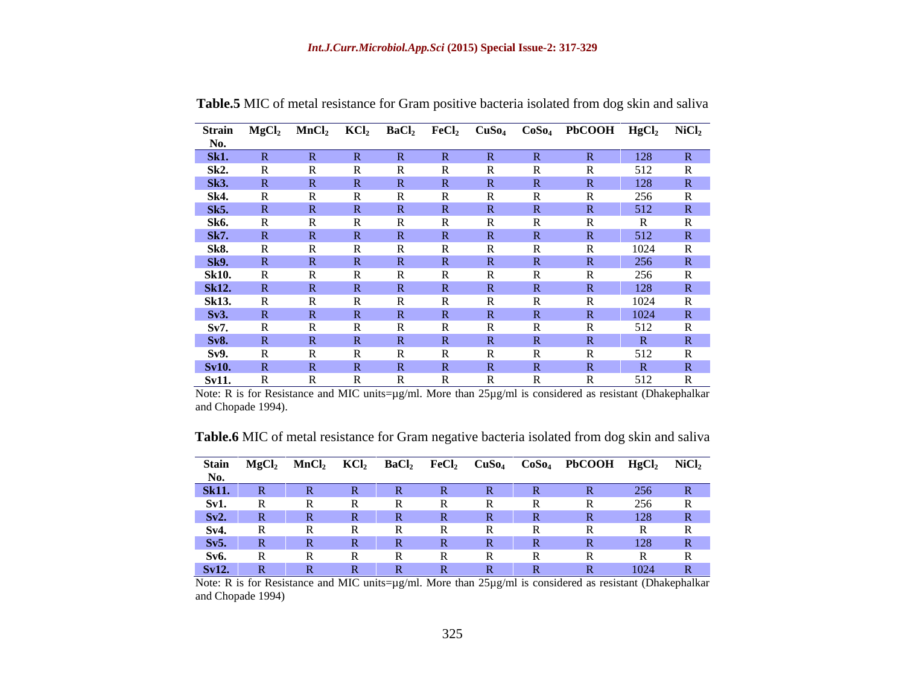**Table.5** MIC of metal resistance for Gram positive bacteria isolated from dog skin and saliva

| Strain No. | $MgCl_2$ | $MnCl_2$ | $KCl_2$ | $BaCl_2$ | $FeCl_2$ | $CuSo_4$ | $CoSo_4$ | PbCOOH | $HgCl_2$ | $NiCl_2$ |
|---|---|---|---|---|---|---|---|---|---|---|
| **Sk1.** | R | R | R | R | R | R | R | R | 128 | R |
| **Sk2.** | R | R | R | R | R | R | R | R | 512 | R |
| **Sk3.** | R | R | R | R | R | R | R | R | 128 | R |
| **Sk4.** | R | R | R | R | R | R | R | R | 256 | R |
| **Sk5.** | R | R | R | R | R | R | R | R | 512 | R |
| **Sk6.** | R | R | R | R | R | R | R | R | R | R |
| **Sk7.** | R | R | R | R | R | R | R | R | 512 | R |
| **Sk8.** | R | R | R | R | R | R | R | R | 1024 | R |
| **Sk9.** | R | R | R | R | R | R | R | R | 256 | R |
| **Sk10.** | R | R | R | R | R | R | R | R | 256 | R |
| **Sk12.** | R | R | R | R | R | R | R | R | 128 | R |
| **Sk13.** | R | R | R | R | R | R | R | R | 1024 | R |
| **Sv3.** | R | R | R | R | R | R | R | R | 1024 | R |
| **Sv7.** | R | R | R | R | R | R | R | R | 512 | R |
| **Sv8.** | R | R | R | R | R | R | R | R | R | R |
| **Sv9.** | R | R | R | R | R | R | R | R | 512 | R |
| **Sv10.** | R | R | R | R | R | R | R | R | R | R |
| **Sv11.** | R | R | R | R | R | R | R | R | 512 | R |

Note: R is for Resistance and MIC units=µg/ml. More than 25µg/ml is considered as resistant (Dhakephalkar and Chopade 1994).

**Table.6** MIC of metal resistance for Gram negative bacteria isolated from dog skin and saliva

| Stain No. | $MgCl_2$ | $MnCl_2$ | $KCl_2$ | $BaCl_2$ | $FeCl_2$ | $CuSo_4$ | $CoSo_4$ | PbCOOH | $HgCl_2$ | $NiCl_2$ |
|---|---|---|---|---|---|---|---|---|---|---|
| **Sk11.** | R | R | R | R | R | R | R | R | 256 | R |
| **Sv1.** | R | R | R | R | R | R | R | R | 256 | R |
| **Sv2.** | R | R | R | R | R | R | R | R | 128 | R |
| **Sv4.** | R | R | R | R | R | R | R | R | R | R |
| **Sv5.** | R | R | R | R | R | R | R | R | 128 | R |
| **Sv6.** | R | R | R | R | R | R | R | R | R | R |
| **Sv12.** | R | R | R | R | R | R | R | R | 1024 | R |

Note: R is for Resistance and MIC units=µg/ml. More than 25µg/ml is considered as resistant (Dhakephalkar and Chopade 1994)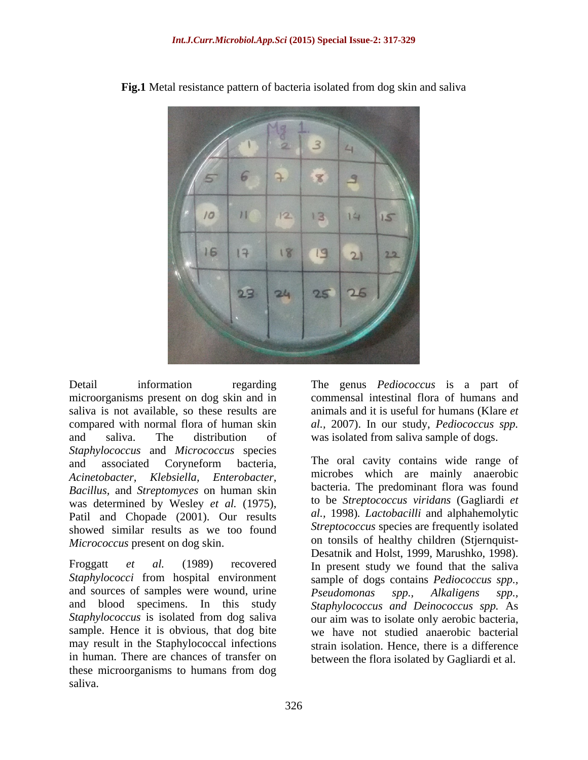**Fig.1** Metal resistance pattern of bacteria isolated from dog skin and saliva

Detail information regarding microorganisms present on dog skin and in saliva is not available, so these results are compared with normal flora of human skin and saliva. The distribution of *Staphylococcus* and *Micrococcus* species and associated Coryneform bacteria, *Acinetobacter, Klebsiella, Enterobacter, Bacillus,* and *Streptomyces* on human skin was determined by Wesley *et al.* (1975), Patil and Chopade (2001). Our results showed similar results as we too found *Micrococcus* present on dog skin.

Froggatt *et al.* (1989) recovered *Staphylococci* from hospital environment and sources of samples were wound, urine and blood specimens. In this study *Staphylococcus* is isolated from dog saliva sample. Hence it is obvious, that dog bite may result in the Staphylococcal infections in human. There are chances of transfer on these microorganisms to humans from dog saliva.

The genus *Pediococcus* is a part of commensal intestinal flora of humans and animals and it is useful for humans (Klare *et al.*, 2007). In our study, *Pediococcus spp.* was isolated from saliva sample of dogs.

The oral cavity contains wide range of microbes which are mainly anaerobic bacteria. The predominant flora was found to be *Streptococcus viridans* (Gagliardi *et al.*, 1998)*. Lactobacilli* and alphahemolytic *Streptococcus* species are frequently isolated on tonsils of healthy children (Stjernquist-Desatnik and Holst, 1999, Marushko, 1998). In present study we found that the saliva sample of dogs contains *Pediococcus spp., Pseudomonas spp., Alkaligens spp., Staphylococcus and Deinococcus spp.* As our aim was to isolate only aerobic bacteria, we have not studied anaerobic bacterial strain isolation. Hence, there is a difference between the flora isolated by Gagliardi et al.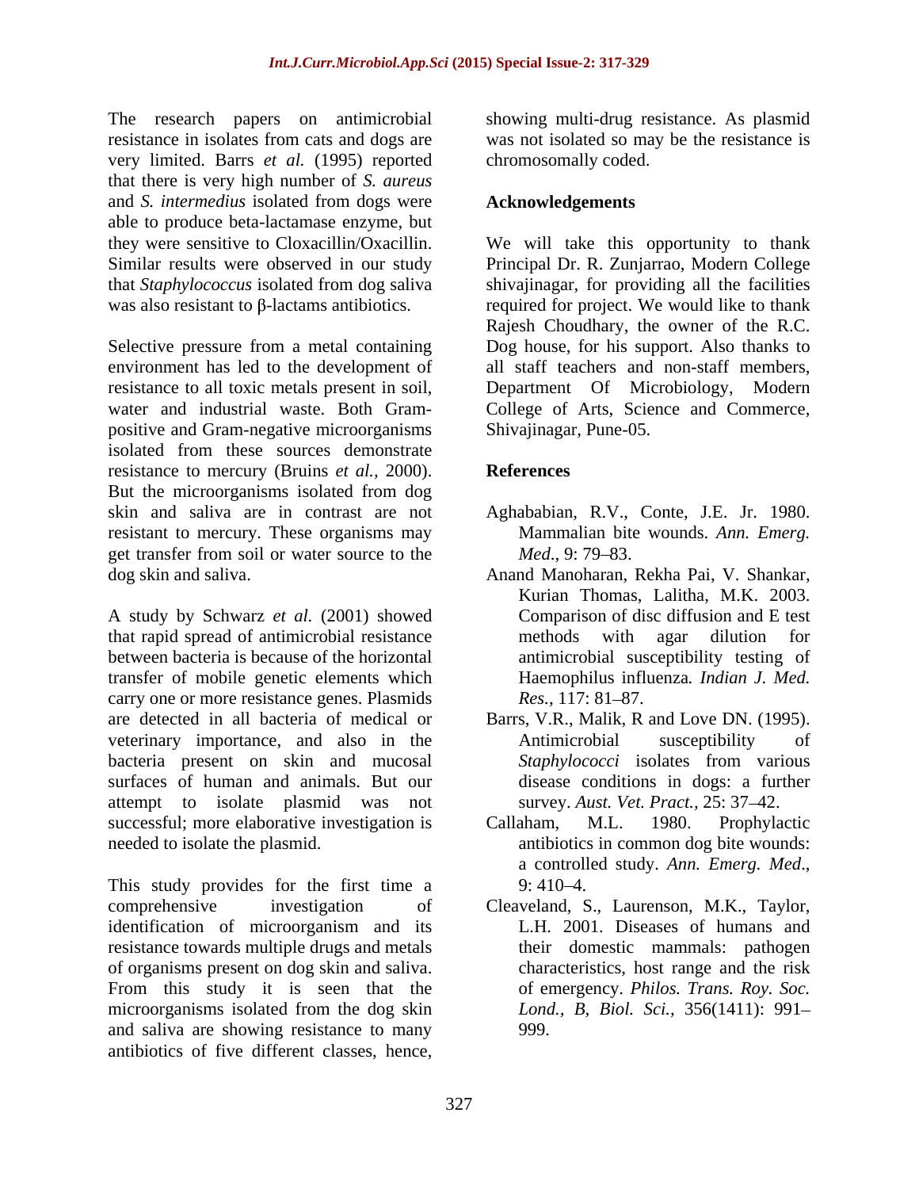The research papers on antimicrobial resistance in isolates from cats and dogs are very limited. Barrs *et al.* (1995) reported that there is very high number of *S. aureus* and *S. intermedius* isolated from dogs were able to produce beta-lactamase enzyme, but they were sensitive to Cloxacillin/Oxacillin. Similar results were observed in our study that *Staphylococcus* isolated from dog saliva was also resistant to β-lactams antibiotics.

Selective pressure from a metal containing environment has led to the development of resistance to all toxic metals present in soil, water and industrial waste. Both Gram-positive and Gram-negative microorganisms isolated from these sources demonstrate resistance to mercury (Bruins *et al.,* 2000). But the microorganisms isolated from dog skin and saliva are in contrast are not resistant to mercury. These organisms may get transfer from soil or water source to the dog skin and saliva.

A study by Schwarz *et al.* (2001) showed that rapid spread of antimicrobial resistance between bacteria is because of the horizontal transfer of mobile genetic elements which carry one or more resistance genes. Plasmids are detected in all bacteria of medical or veterinary importance, and also in the bacteria present on skin and mucosal surfaces of human and animals. But our attempt to isolate plasmid was not successful; more elaborative investigation is needed to isolate the plasmid.

This study provides for the first time a comprehensive investigation of identification of microorganism and its resistance towards multiple drugs and metals of organisms present on dog skin and saliva. From this study it is seen that the microorganisms isolated from the dog skin and saliva are showing resistance to many antibiotics of five different classes, hence, showing multi-drug resistance. As plasmid was not isolated so may be the resistance is chromosomally coded.

## Acknowledgements

We will take this opportunity to thank Principal Dr. R. Zunjarrao, Modern College shivajinagar, for providing all the facilities required for project. We would like to thank Rajesh Choudhary, the owner of the R.C. Dog house, for his support. Also thanks to all staff teachers and non-staff members, Department Of Microbiology, Modern College of Arts, Science and Commerce, Shivajinagar, Pune-05.

## References

- Aghababian, R.V., Conte, J.E. Jr. 1980. Mammalian bite wounds. *Ann. Emerg. Med.*, 9: 79–83.
- Anand Manoharan, Rekha Pai, V. Shankar, Kurian Thomas, Lalitha, M.K. 2003. Comparison of disc diffusion and E test methods with agar dilution for antimicrobial susceptibility testing of Haemophilus influenza*. Indian J. Med. Res.,* 117: 81–87.
- Barrs, V.R., Malik, R and Love DN. (1995). Antimicrobial susceptibility of *Staphylococci* isolates from various disease conditions in dogs: a further survey. *Aust. Vet. Pract.,* 25: 37–42.
- Callaham, M.L. 1980. Prophylactic antibiotics in common dog bite wounds: a controlled study. *Ann. Emerg. Med*., 9: 410–4.
- Cleaveland, S., Laurenson, M.K., Taylor, L.H. 2001. Diseases of humans and their domestic mammals: pathogen characteristics, host range and the risk of emergency. *Philos. Trans. Roy. Soc. Lond., B, Biol. Sci.,* 356(1411): 991–999.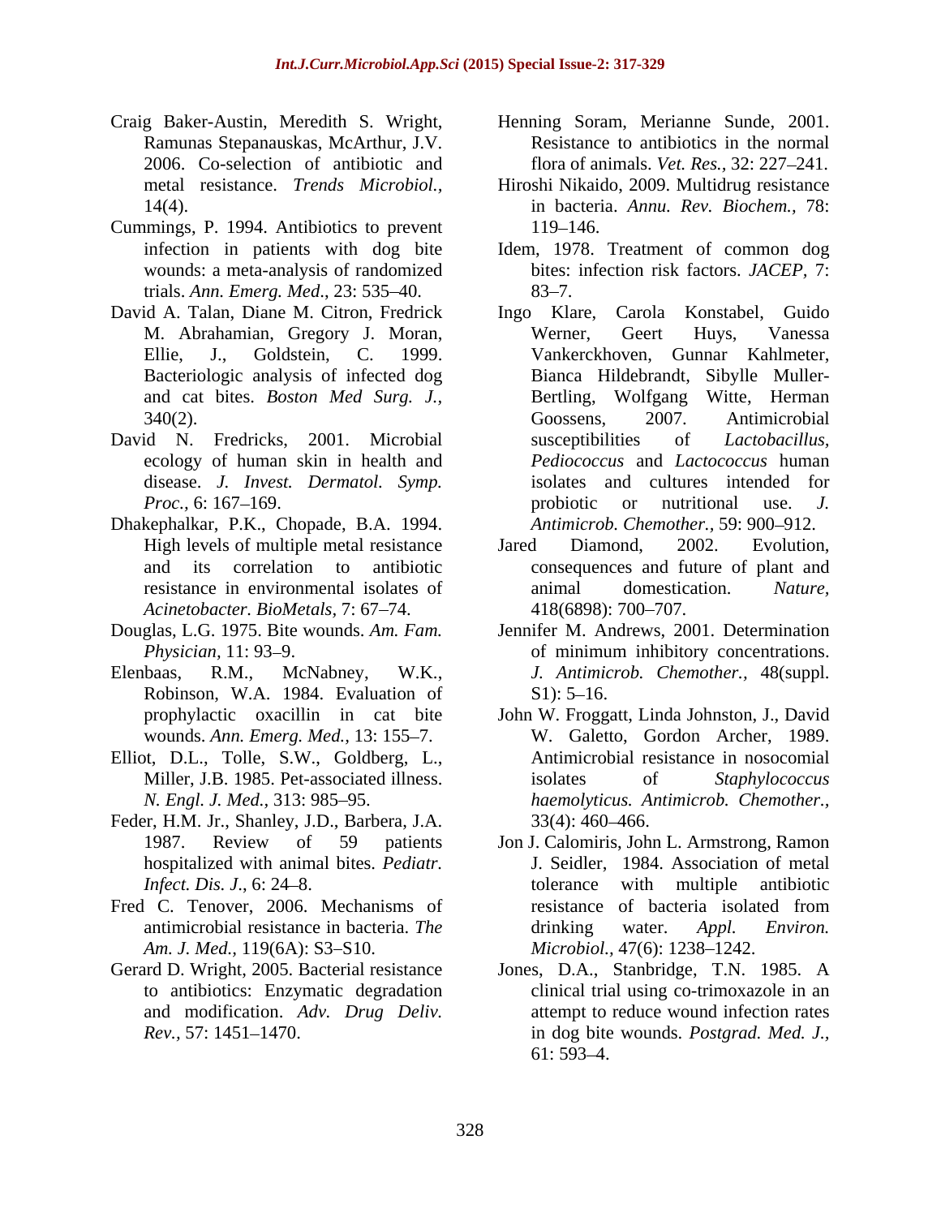Craig Baker-Austin, Meredith S. Wright, Ramunas Stepanauskas, McArthur, J.V. 2006. Co-selection of antibiotic and metal resistance. *Trends Microbiol.,* 14(4).

Cummings, P. 1994. Antibiotics to prevent infection in patients with dog bite wounds: a meta-analysis of randomized trials. *Ann. Emerg. Med.*, 23: 535–40.

David A. Talan, Diane M. Citron, Fredrick M. Abrahamian, Gregory J. Moran, Ellie, J., Goldstein, C. 1999. Bacteriologic analysis of infected dog and cat bites. *Boston Med Surg. J.,* 340(2).

David N. Fredricks, 2001. Microbial ecology of human skin in health and disease. *J. Invest. Dermatol. Symp. Proc.,* 6: 167–169.

Dhakephalkar, P.K., Chopade, B.A. 1994. High levels of multiple metal resistance and its correlation to antibiotic resistance in environmental isolates of *Acinetobacter. BioMetals,* 7: 67–74.

Douglas, L.G. 1975. Bite wounds. *Am. Fam. Physician*, 11: 93–9.

Elenbaas, R.M., McNabney, W.K., Robinson, W.A. 1984. Evaluation of prophylactic oxacillin in cat bite wounds. *Ann. Emerg. Med.,* 13: 155–7.

Elliot, D.L., Tolle, S.W., Goldberg, L., Miller, J.B. 1985. Pet-associated illness. *N. Engl. J. Med.,* 313: 985–95.

Feder, H.M. Jr., Shanley, J.D., Barbera, J.A. 1987. Review of 59 patients hospitalized with animal bites. *Pediatr. Infect. Dis. J*., 6: 24–8.

Fred C. Tenover, 2006. Mechanisms of antimicrobial resistance in bacteria. *The Am. J. Med.,* 119(6A): S3–S10.

Gerard D. Wright, 2005. Bacterial resistance to antibiotics: Enzymatic degradation and modification. *Adv. Drug Deliv. Rev.,* 57: 1451–1470.

Henning Soram, Merianne Sunde, 2001. Resistance to antibiotics in the normal flora of animals. *Vet. Res.,* 32: 227–241.

Hiroshi Nikaido, 2009. Multidrug resistance in bacteria. *Annu. Rev. Biochem.,* 78: 119–146.

Idem, 1978. Treatment of common dog bites: infection risk factors. *JACEP,* 7: 83–7.

Ingo Klare, Carola Konstabel, Guido Werner, Geert Huys, Vanessa Vankerckhoven, Gunnar Kahlmeter, Bianca Hildebrandt, Sibylle Muller-Bertling, Wolfgang Witte, Herman Goossens, 2007. Antimicrobial susceptibilities of *Lactobacillus, Pediococcus* and *Lactococcus* human isolates and cultures intended for probiotic or nutritional use. *J. Antimicrob. Chemother.,* 59: 900–912.

Jared Diamond, 2002. Evolution, consequences and future of plant and animal domestication. *Nature,* 418(6898): 700–707.

Jennifer M. Andrews, 2001. Determination of minimum inhibitory concentrations. *J. Antimicrob. Chemother.,* 48(suppl. S1): 5–16.

John W. Froggatt, Linda Johnston, J., David W. Galetto, Gordon Archer, 1989. Antimicrobial resistance in nosocomial isolates of *Staphylococcus haemolyticus. Antimicrob. Chemother.,* 33(4): 460–466.

Jon J. Calomiris, John L. Armstrong, Ramon J. Seidler, 1984. Association of metal tolerance with multiple antibiotic resistance of bacteria isolated from drinking water. *Appl. Environ. Microbiol.,* 47(6): 1238–1242.

Jones, D.A., Stanbridge, T.N. 1985. A clinical trial using co-trimoxazole in an attempt to reduce wound infection rates in dog bite wounds. *Postgrad. Med. J.,* 61: 593–4.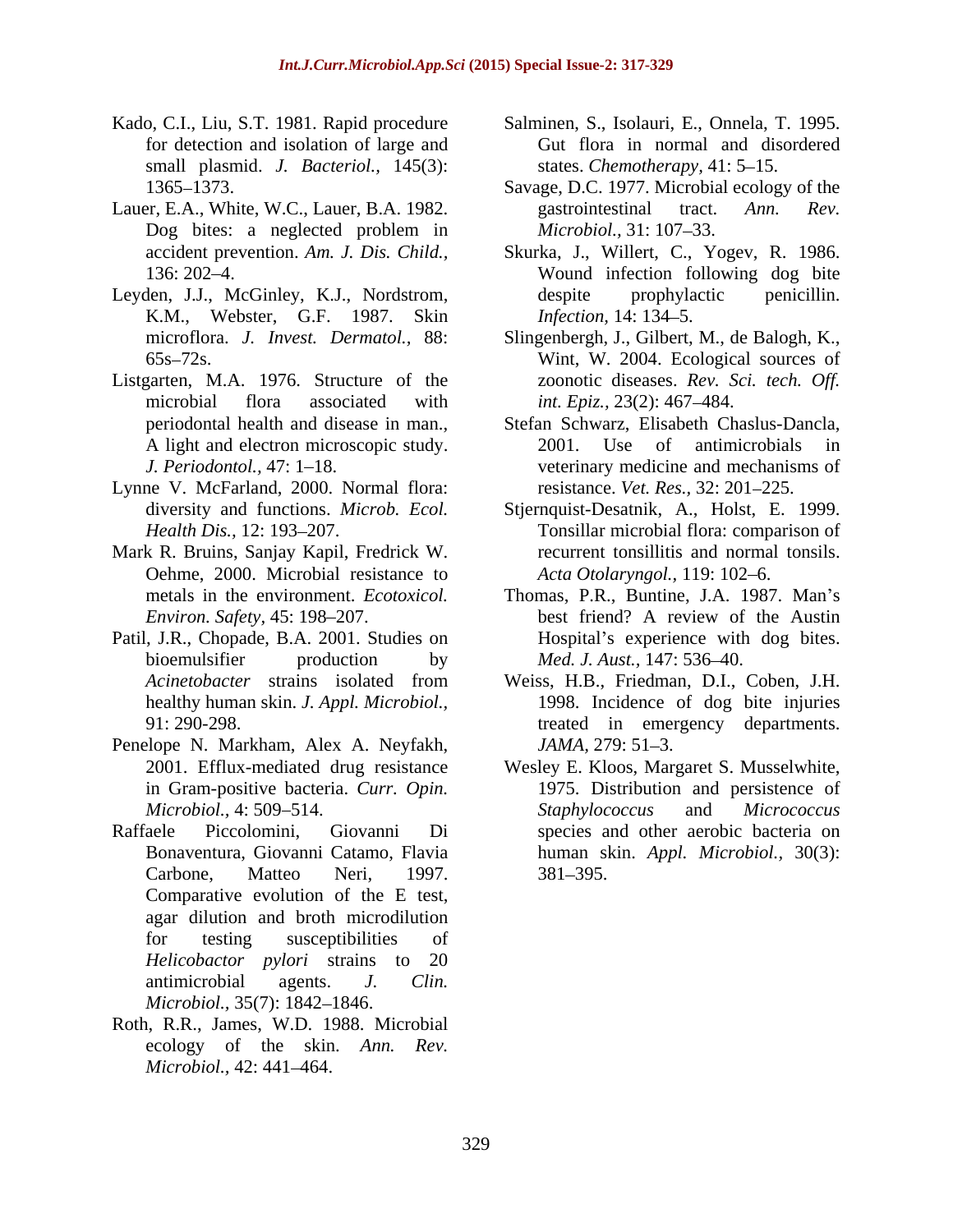Kado, C.I., Liu, S.T. 1981. Rapid procedure for detection and isolation of large and small plasmid. *J. Bacteriol.,* 145(3): 1365–1373.

Lauer, E.A., White, W.C., Lauer, B.A. 1982. Dog bites: a neglected problem in accident prevention. *Am. J. Dis. Child.,* 136: 202–4.

Leyden, J.J., McGinley, K.J., Nordstrom, K.M., Webster, G.F. 1987. Skin microflora. *J. Invest. Dermatol.,* 88: 65s–72s.

Listgarten, M.A. 1976. Structure of the microbial flora associated with periodontal health and disease in man., A light and electron microscopic study. *J. Periodontol.,* 47: 1–18.

Lynne V. McFarland, 2000. Normal flora: diversity and functions. *Microb. Ecol. Health Dis.,* 12: 193–207.

Mark R. Bruins, Sanjay Kapil, Fredrick W. Oehme, 2000. Microbial resistance to metals in the environment. *Ecotoxicol. Environ. Safety*, 45: 198–207.

Patil, J.R., Chopade, B.A. 2001. Studies on bioemulsifier production by *Acinetobacter* strains isolated from healthy human skin. *J. Appl. Microbiol.,* 91: 290-298.

Penelope N. Markham, Alex A. Neyfakh, 2001. Efflux-mediated drug resistance in Gram-positive bacteria. *Curr. Opin. Microbiol.,* 4: 509–514.

Raffaele Piccolomini, Giovanni Di Bonaventura, Giovanni Catamo, Flavia Carbone, Matteo Neri, 1997. Comparative evolution of the E test, agar dilution and broth microdilution for testing susceptibilities of *Helicobactor pylori* strains to 20 antimicrobial agents. *J. Clin. Microbiol.,* 35(7): 1842–1846.

Roth, R.R., James, W.D. 1988. Microbial ecology of the skin. *Ann. Rev. Microbiol.,* 42: 441–464.

Salminen, S., Isolauri, E., Onnela, T. 1995. Gut flora in normal and disordered states. *Chemotherapy*, 41: 5–15.

Savage, D.C. 1977. Microbial ecology of the gastrointestinal tract. *Ann. Rev. Microbiol.,* 31: 107–33.

Skurka, J., Willert, C., Yogev, R. 1986. Wound infection following dog bite despite prophylactic penicillin. *Infection*, 14: 134–5.

Slingenbergh, J., Gilbert, M., de Balogh, K., Wint, W. 2004. Ecological sources of zoonotic diseases. *Rev. Sci. tech. Off. int. Epiz.,* 23(2): 467–484.

Stefan Schwarz, Elisabeth Chaslus-Dancla, 2001. Use of antimicrobials in veterinary medicine and mechanisms of resistance. *Vet. Res.,* 32: 201–225.

Stjernquist-Desatnik, A., Holst, E. 1999. Tonsillar microbial flora: comparison of recurrent tonsillitis and normal tonsils. *Acta Otolaryngol.,* 119: 102–6.

Thomas, P.R., Buntine, J.A. 1987. Man's best friend? A review of the Austin Hospital's experience with dog bites. *Med. J. Aust.,* 147: 536–40.

Weiss, H.B., Friedman, D.I., Coben, J.H. 1998. Incidence of dog bite injuries treated in emergency departments. *JAMA*, 279: 51–3.

Wesley E. Kloos, Margaret S. Musselwhite, 1975. Distribution and persistence of *Staphylococcus* and *Micrococcus* species and other aerobic bacteria on human skin. *Appl. Microbiol.,* 30(3): 381–395.